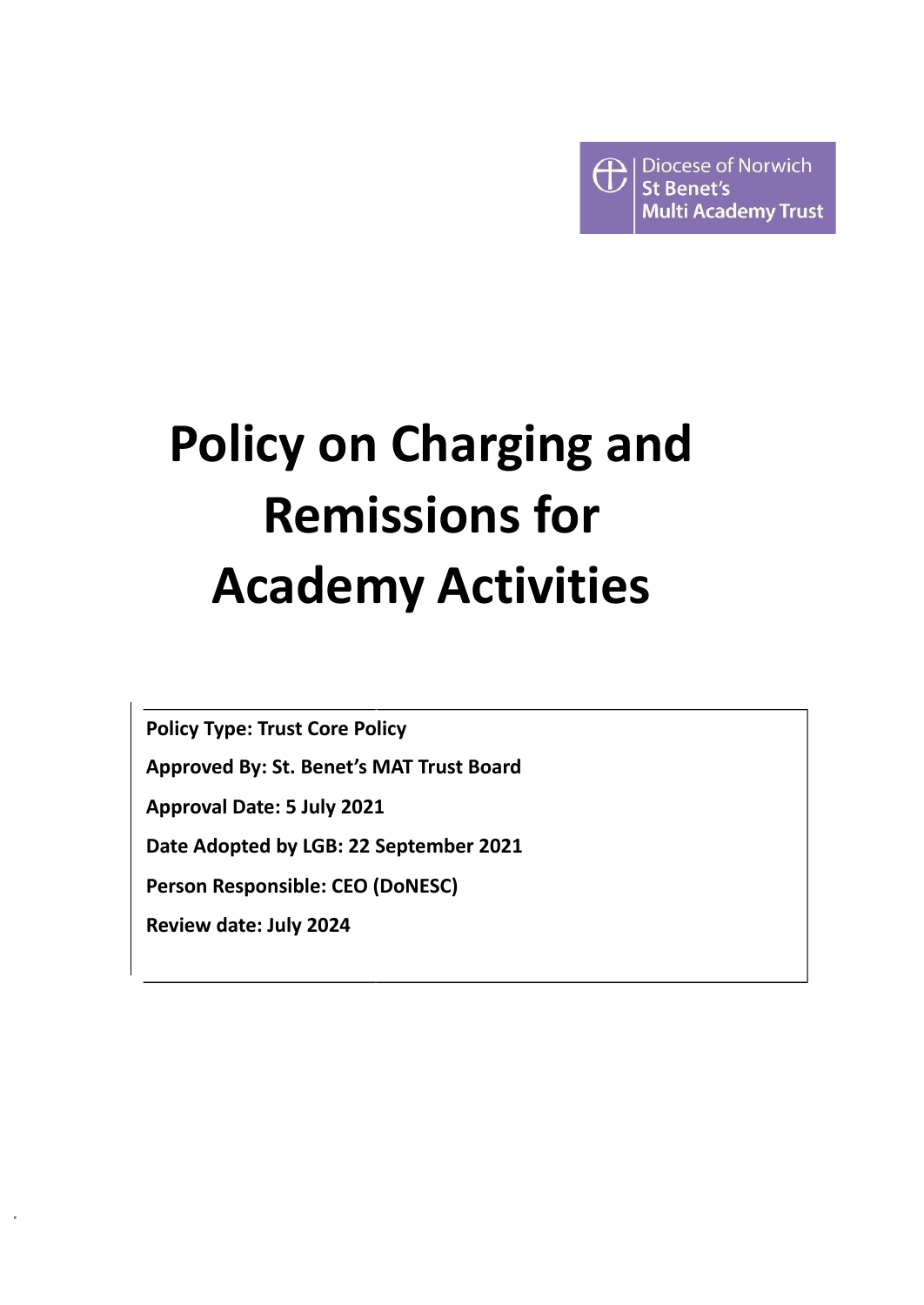Diocese of Norwich
St Benet's
Multi Academy Trust

# Policy on Charging and Remissions for Academy Activities

**Policy Type: Trust Core Policy**

**Approved By: St. Benet's MAT Trust Board**

**Approval Date: 5 July 2021**

**Date Adopted by LGB: 22 September 2021**

**Person Responsible: CEO (DoNESC)**

**Review date: July 2024**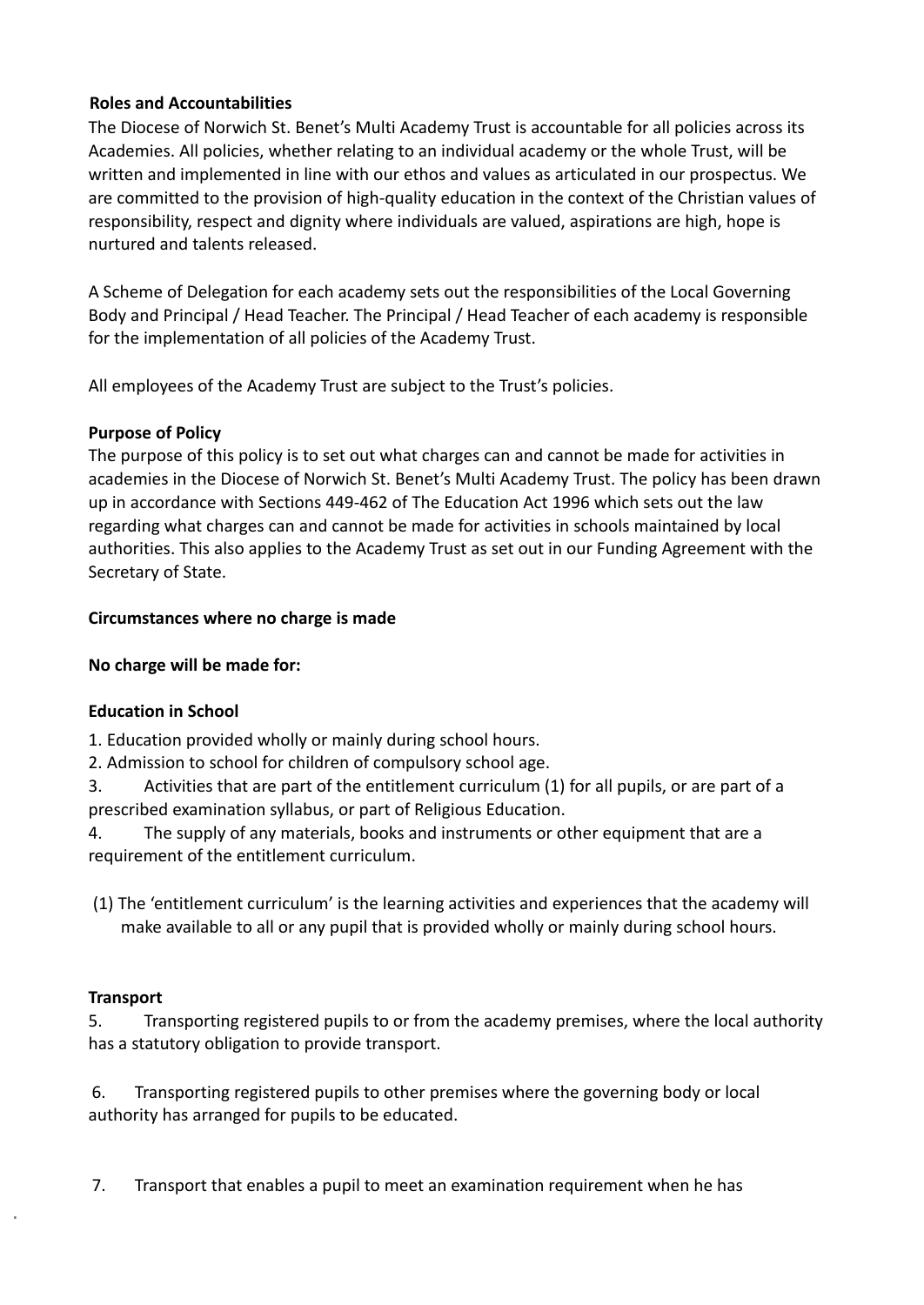**Roles and Accountabilities**

The Diocese of Norwich St. Benet's Multi Academy Trust is accountable for all policies across its Academies. All policies, whether relating to an individual academy or the whole Trust, will be written and implemented in line with our ethos and values as articulated in our prospectus. We are committed to the provision of high-quality education in the context of the Christian values of responsibility, respect and dignity where individuals are valued, aspirations are high, hope is nurtured and talents released.

A Scheme of Delegation for each academy sets out the responsibilities of the Local Governing Body and Principal / Head Teacher. The Principal / Head Teacher of each academy is responsible for the implementation of all policies of the Academy Trust.

All employees of the Academy Trust are subject to the Trust's policies.

**Purpose of Policy**

The purpose of this policy is to set out what charges can and cannot be made for activities in academies in the Diocese of Norwich St. Benet's Multi Academy Trust. The policy has been drawn up in accordance with Sections 449-462 of The Education Act 1996 which sets out the law regarding what charges can and cannot be made for activities in schools maintained by local authorities. This also applies to the Academy Trust as set out in our Funding Agreement with the Secretary of State.

**Circumstances where no charge is made**

**No charge will be made for:**

**Education in School**

1. Education provided wholly or mainly during school hours.
2. Admission to school for children of compulsory school age.
3. Activities that are part of the entitlement curriculum (1) for all pupils, or are part of a prescribed examination syllabus, or part of Religious Education.
4. The supply of any materials, books and instruments or other equipment that are a requirement of the entitlement curriculum.

(1) The 'entitlement curriculum' is the learning activities and experiences that the academy will make available to all or any pupil that is provided wholly or mainly during school hours.

**Transport**

5. Transporting registered pupils to or from the academy premises, where the local authority has a statutory obligation to provide transport.

6. Transporting registered pupils to other premises where the governing body or local authority has arranged for pupils to be educated.

7. Transport that enables a pupil to meet an examination requirement when he has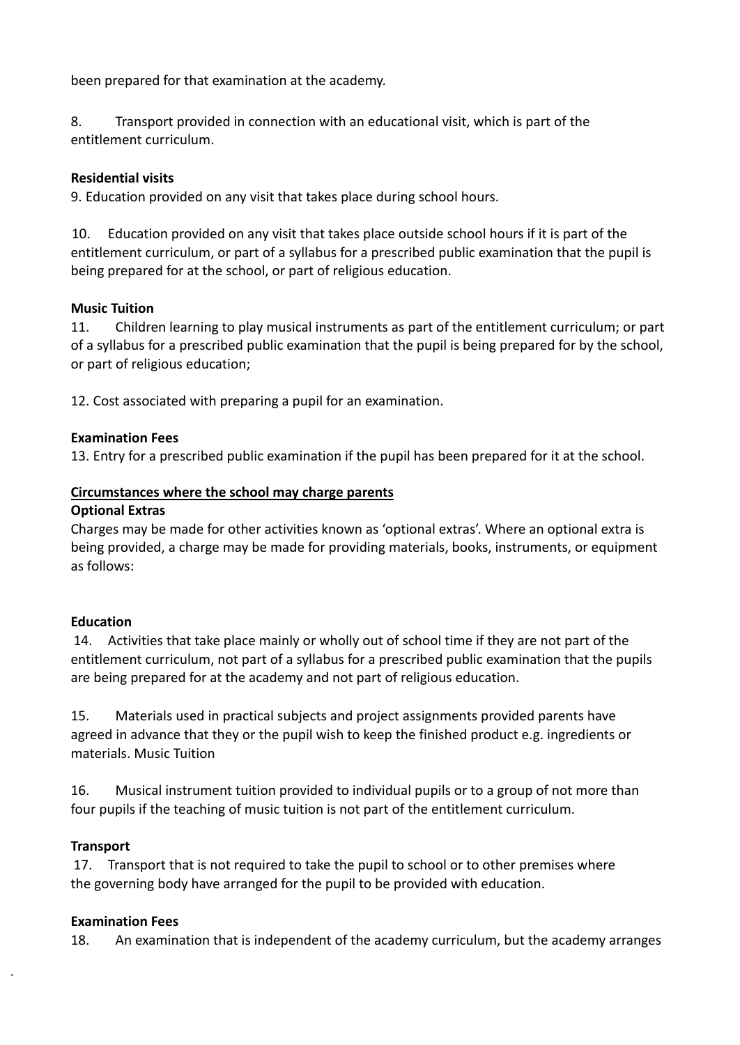been prepared for that examination at the academy.

8. Transport provided in connection with an educational visit, which is part of the entitlement curriculum.

**Residential visits**

9. Education provided on any visit that takes place during school hours.

10. Education provided on any visit that takes place outside school hours if it is part of the entitlement curriculum, or part of a syllabus for a prescribed public examination that the pupil is being prepared for at the school, or part of religious education.

**Music Tuition**

11. Children learning to play musical instruments as part of the entitlement curriculum; or part of a syllabus for a prescribed public examination that the pupil is being prepared for by the school, or part of religious education;

12. Cost associated with preparing a pupil for an examination.

**Examination Fees**

13. Entry for a prescribed public examination if the pupil has been prepared for it at the school.

**Circumstances where the school may charge parents**

**Optional Extras**

Charges may be made for other activities known as 'optional extras'. Where an optional extra is being provided, a charge may be made for providing materials, books, instruments, or equipment as follows:

**Education**

14. Activities that take place mainly or wholly out of school time if they are not part of the entitlement curriculum, not part of a syllabus for a prescribed public examination that the pupils are being prepared for at the academy and not part of religious education.

15. Materials used in practical subjects and project assignments provided parents have agreed in advance that they or the pupil wish to keep the finished product e.g. ingredients or materials. Music Tuition

16. Musical instrument tuition provided to individual pupils or to a group of not more than four pupils if the teaching of music tuition is not part of the entitlement curriculum.

**Transport**

17. Transport that is not required to take the pupil to school or to other premises where the governing body have arranged for the pupil to be provided with education.

**Examination Fees**

18. An examination that is independent of the academy curriculum, but the academy arranges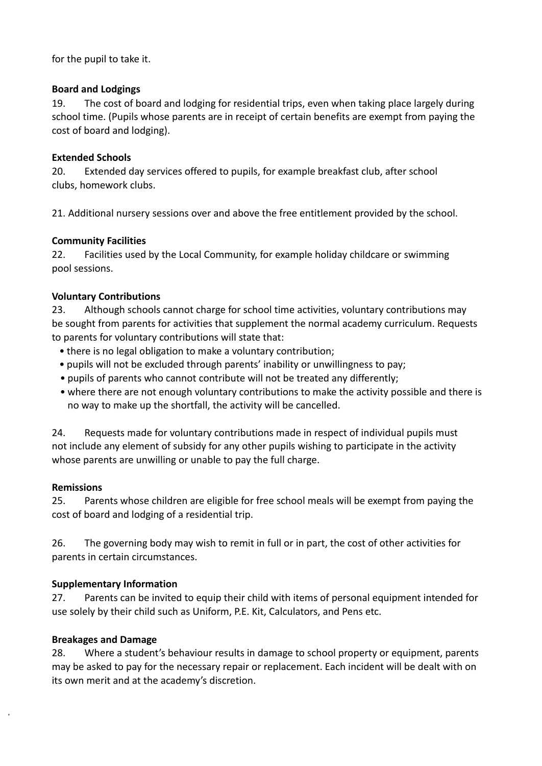for the pupil to take it.

**Board and Lodgings**

19. The cost of board and lodging for residential trips, even when taking place largely during school time. (Pupils whose parents are in receipt of certain benefits are exempt from paying the cost of board and lodging).

**Extended Schools**

20. Extended day services offered to pupils, for example breakfast club, after school clubs, homework clubs.

21. Additional nursery sessions over and above the free entitlement provided by the school.

**Community Facilities**

22. Facilities used by the Local Community, for example holiday childcare or swimming pool sessions.

**Voluntary Contributions**

23. Although schools cannot charge for school time activities, voluntary contributions may be sought from parents for activities that supplement the normal academy curriculum. Requests to parents for voluntary contributions will state that:

- there is no legal obligation to make a voluntary contribution;
- pupils will not be excluded through parents' inability or unwillingness to pay;
- pupils of parents who cannot contribute will not be treated any differently;
- where there are not enough voluntary contributions to make the activity possible and there is no way to make up the shortfall, the activity will be cancelled.

24. Requests made for voluntary contributions made in respect of individual pupils must not include any element of subsidy for any other pupils wishing to participate in the activity whose parents are unwilling or unable to pay the full charge.

**Remissions**

25. Parents whose children are eligible for free school meals will be exempt from paying the cost of board and lodging of a residential trip.

26. The governing body may wish to remit in full or in part, the cost of other activities for parents in certain circumstances.

**Supplementary Information**

27. Parents can be invited to equip their child with items of personal equipment intended for use solely by their child such as Uniform, P.E. Kit, Calculators, and Pens etc.

**Breakages and Damage**

28. Where a student's behaviour results in damage to school property or equipment, parents may be asked to pay for the necessary repair or replacement. Each incident will be dealt with on its own merit and at the academy's discretion.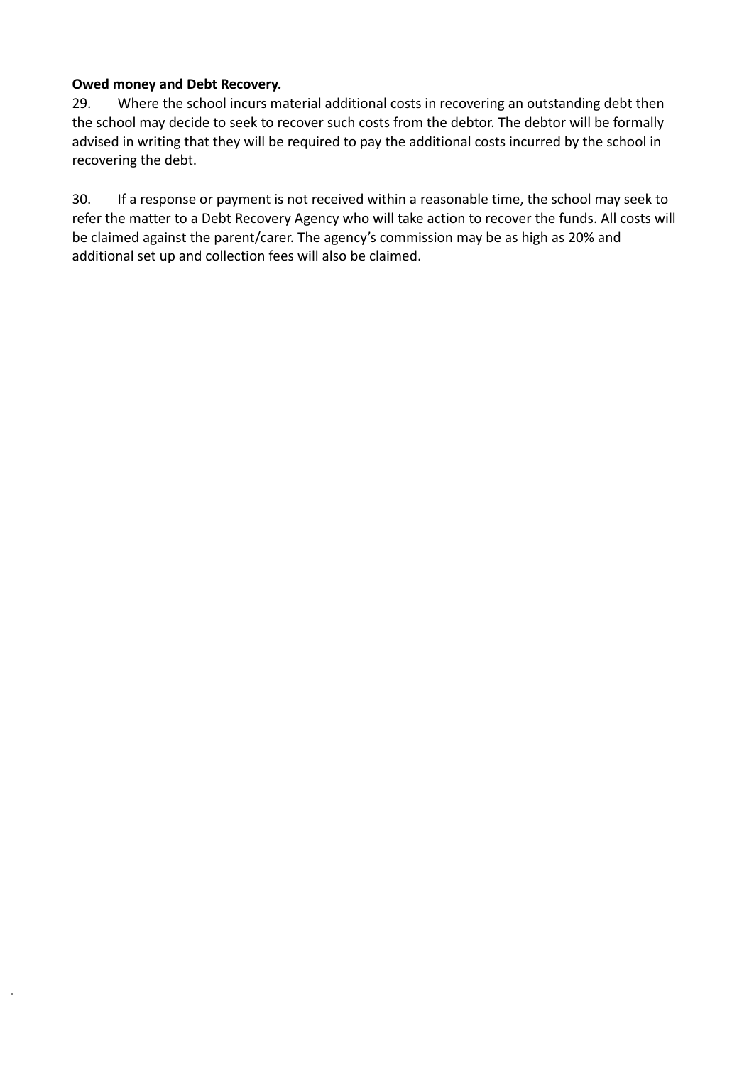**Owed money and Debt Recovery.**

29. Where the school incurs material additional costs in recovering an outstanding debt then the school may decide to seek to recover such costs from the debtor. The debtor will be formally advised in writing that they will be required to pay the additional costs incurred by the school in recovering the debt.

30. If a response or payment is not received within a reasonable time, the school may seek to refer the matter to a Debt Recovery Agency who will take action to recover the funds. All costs will be claimed against the parent/carer. The agency's commission may be as high as 20% and additional set up and collection fees will also be claimed.